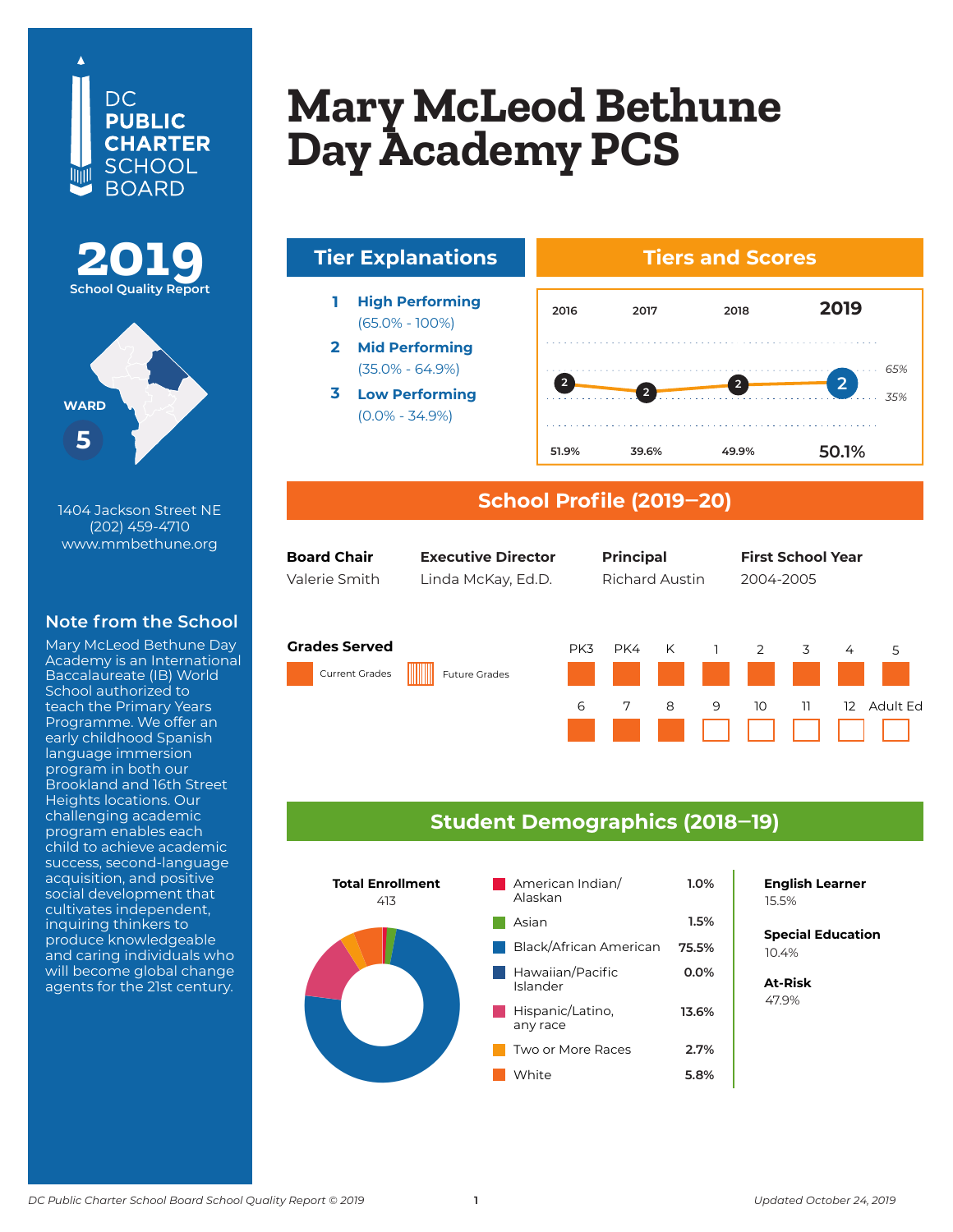DC PUBLIC CHARTER SCHOOL BOARD

# Mary McLeod Bethune Day Academy PCS

**2019** School Quality Report

WARD **5**

1404 Jackson Street NE
(202) 459-4710
www.mmbethune.org

## Note from the School

Mary McLeod Bethune Day Academy is an International Baccalaureate (IB) World School authorized to teach the Primary Years Programme. We offer an early childhood Spanish language immersion program in both our Brookland and 16th Street Heights locations. Our challenging academic program enables each child to achieve academic success, second-language acquisition, and positive social development that cultivates independent, inquiring thinkers to produce knowledgeable and caring individuals who will become global change agents for the 21st century.

## Tier Explanations

1. **High Performing** (65.0% - 100%)
2. **Mid Performing** (35.0% - 64.9%)
3. **Low Performing** (0.0% - 34.9%)

## Tiers and Scores

| | 2016 | 2017 | 2018 | 2019 |
|---|---|---|---|---|
| Tier | 2 | 2 | 2 | 2 |
| Score | 51.9% | 39.6% | 49.9% | 50.1% |

## School Profile (2019–20)

| Board Chair | Executive Director | Principal | First School Year |
|---|---|---|---|
| Valerie Smith | Linda McKay, Ed.D. | Richard Austin | 2004-2005 |

### Grades Served

Current Grades: PK3, PK4, K, 1, 2, 3, 4, 5, 6, 7, 8

Future Grades: none

## Student Demographics (2018–19)

**Total Enrollment**
413

| Race/Ethnicity | Percent |
|---|---|
| American Indian/ Alaskan | 1.0% |
| Asian | 1.5% |
| Black/African American | 75.5% |
| Hawaiian/Pacific Islander | 0.0% |
| Hispanic/Latino, any race | 13.6% |
| Two or More Races | 2.7% |
| White | 5.8% |

**English Learner**
15.5%

**Special Education**
10.4%

**At-Risk**
47.9%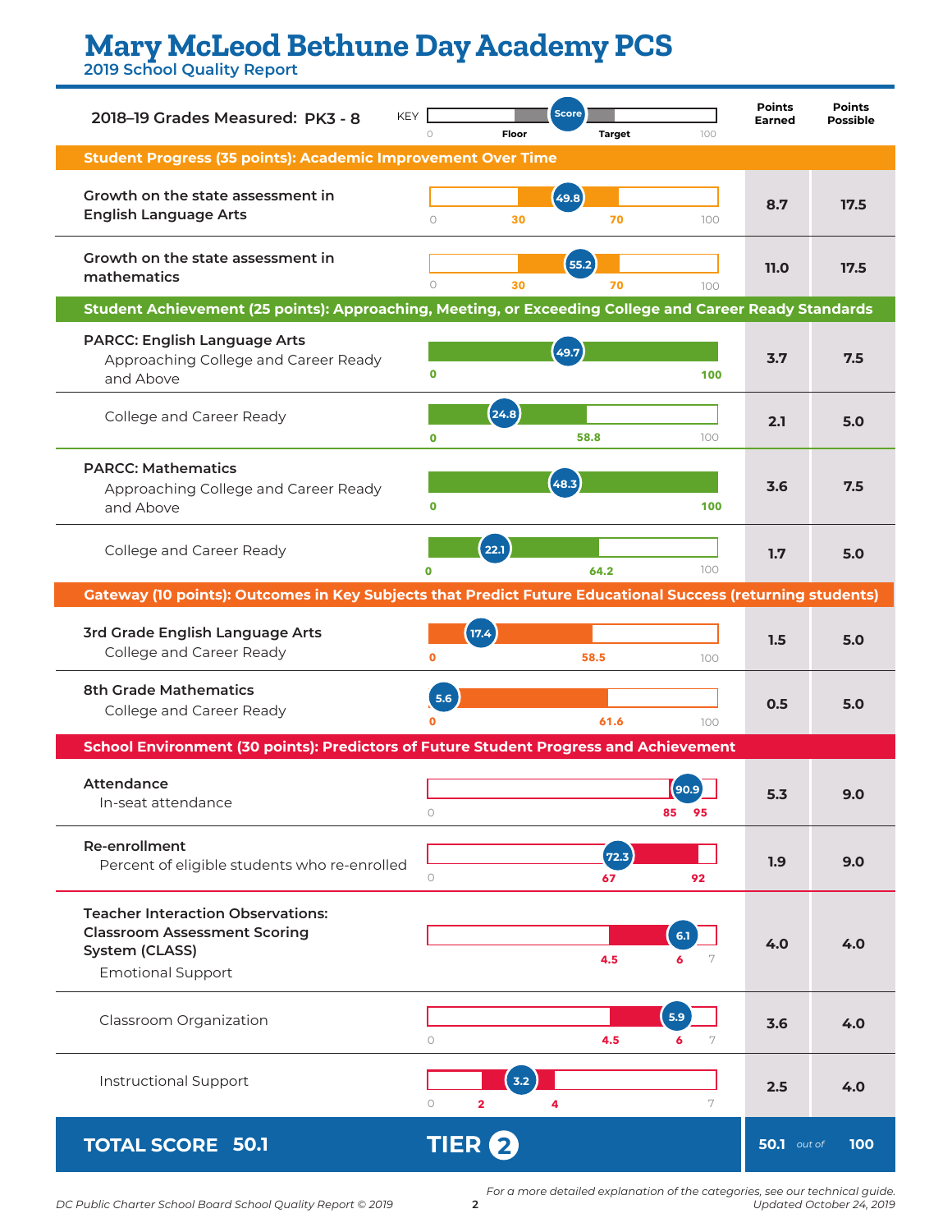# Mary McLeod Bethune Day Academy PCS

2019 School Quality Report

**2018–19 Grades Measured: PK3 - 8**

KEY: Score shown on a 0–100 scale with Floor and Target markers.

| Measure | Score | Floor | Target | Scale Max | Points Earned | Points Possible |
|---|---|---|---|---|---|---|
| **Student Progress (35 points): Academic Improvement Over Time** | | | | | | |
| Growth on the state assessment in English Language Arts | 49.8 | 30 | 70 | 100 | 8.7 | 17.5 |
| Growth on the state assessment in mathematics | 55.2 | 30 | 70 | 100 | 11.0 | 17.5 |
| **Student Achievement (25 points): Approaching, Meeting, or Exceeding College and Career Ready Standards** | | | | | | |
| PARCC: English Language Arts — Approaching College and Career Ready and Above | 49.7 | 0 | 100 | 100 | 3.7 | 7.5 |
| College and Career Ready | 24.8 | 0 | 58.8 | 100 | 2.1 | 5.0 |
| PARCC: Mathematics — Approaching College and Career Ready and Above | 48.3 | 0 | 100 | 100 | 3.6 | 7.5 |
| College and Career Ready | 22.1 | 0 | 64.2 | 100 | 1.7 | 5.0 |
| **Gateway (10 points): Outcomes in Key Subjects that Predict Future Educational Success (returning students)** | | | | | | |
| 3rd Grade English Language Arts — College and Career Ready | 17.4 | 0 | 58.5 | 100 | 1.5 | 5.0 |
| 8th Grade Mathematics — College and Career Ready | 5.6 | 0 | 61.6 | 100 | 0.5 | 5.0 |
| **School Environment (30 points): Predictors of Future Student Progress and Achievement** | | | | | | |
| Attendance — In-seat attendance | 90.9 | 85 | 95 | 100 | 5.3 | 9.0 |
| Re-enrollment — Percent of eligible students who re-enrolled | 72.3 | 67 | 92 | 100 | 1.9 | 9.0 |
| Teacher Interaction Observations: Classroom Assessment Scoring System (CLASS) — Emotional Support | 6.1 | 4.5 | 6 | 7 | 4.0 | 4.0 |
| Classroom Organization | 5.9 | 4.5 | 6 | 7 | 3.6 | 4.0 |
| Instructional Support | 3.2 | 2 | 4 | 7 | 2.5 | 4.0 |

**TOTAL SCORE 50.1** | **TIER 2** | **50.1** *out of* **100**

*For a more detailed explanation of the categories, see our technical guide.*

*DC Public Charter School Board School Quality Report © 2019*

*Updated October 24, 2019*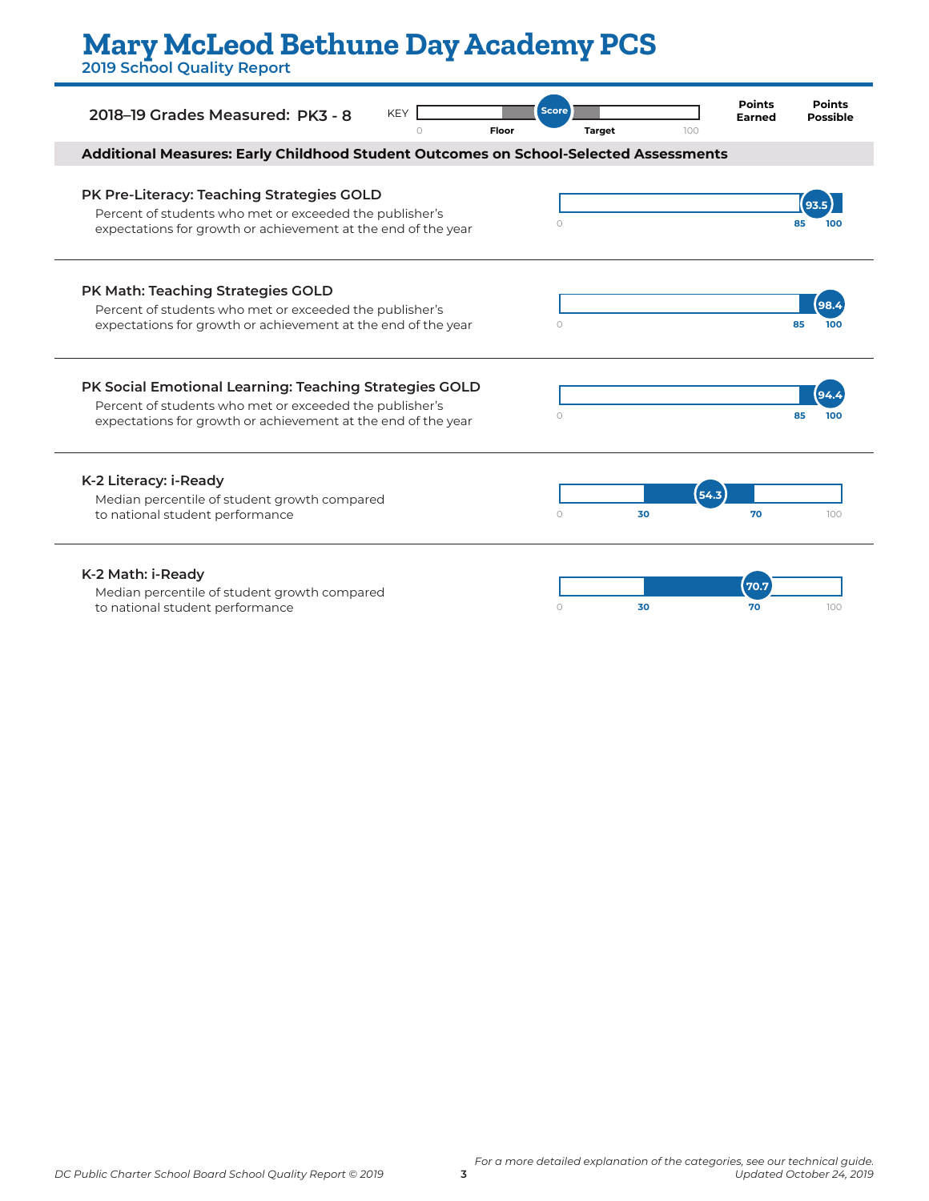# Mary McLeod Bethune Day Academy PCS

2019 School Quality Report

**2018–19 Grades Measured: PK3 - 8**

KEY
0
Floor
Score
Target
100

**Points Earned** **Points Possible**

## Additional Measures: Early Childhood Student Outcomes on School-Selected Assessments

### PK Pre-Literacy: Teaching Strategies GOLD

Percent of students who met or exceeded the publisher's expectations for growth or achievement at the end of the year

0
85
93.5
100

### PK Math: Teaching Strategies GOLD

Percent of students who met or exceeded the publisher's expectations for growth or achievement at the end of the year

0
85
98.4
100

### PK Social Emotional Learning: Teaching Strategies GOLD

Percent of students who met or exceeded the publisher's expectations for growth or achievement at the end of the year

0
85
94.4
100

### K-2 Literacy: i-Ready

Median percentile of student growth compared to national student performance

0
30
54.3
70
100

### K-2 Math: i-Ready

Median percentile of student growth compared to national student performance

0
30
70.7
70
100

*For a more detailed explanation of the categories, see our technical guide.*
*Updated October 24, 2019*